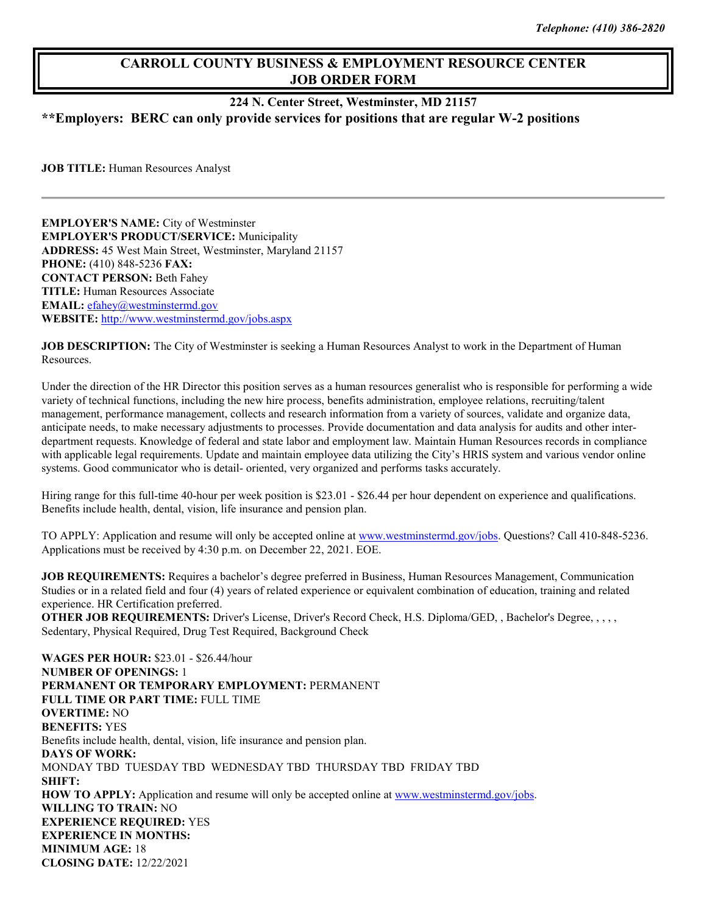*Telephone: (410) 386-2820*

# CARROLL COUNTY BUSINESS & EMPLOYMENT RESOURCE CENTER JOB ORDER FORM

**224 N. Center Street, Westminster, MD 21157**

**\*\*Employers: BERC can only provide services for positions that are regular W-2 positions**

**JOB TITLE:** Human Resources Analyst

---

**EMPLOYER'S NAME:** City of Westminster
**EMPLOYER'S PRODUCT/SERVICE:** Municipality
**ADDRESS:** 45 West Main Street, Westminster, Maryland 21157
**PHONE:** (410) 848-5236 **FAX:**
**CONTACT PERSON:** Beth Fahey
**TITLE:** Human Resources Associate
**EMAIL:** efahey@westminstermd.gov
**WEBSITE:** http://www.westminstermd.gov/jobs.aspx

**JOB DESCRIPTION:** The City of Westminster is seeking a Human Resources Analyst to work in the Department of Human Resources.

Under the direction of the HR Director this position serves as a human resources generalist who is responsible for performing a wide variety of technical functions, including the new hire process, benefits administration, employee relations, recruiting/talent management, performance management, collects and research information from a variety of sources, validate and organize data, anticipate needs, to make necessary adjustments to processes. Provide documentation and data analysis for audits and other inter-department requests. Knowledge of federal and state labor and employment law. Maintain Human Resources records in compliance with applicable legal requirements. Update and maintain employee data utilizing the City's HRIS system and various vendor online systems. Good communicator who is detail- oriented, very organized and performs tasks accurately.

Hiring range for this full-time 40-hour per week position is $23.01 - $26.44 per hour dependent on experience and qualifications. Benefits include health, dental, vision, life insurance and pension plan.

TO APPLY: Application and resume will only be accepted online at www.westminstermd.gov/jobs. Questions? Call 410-848-5236. Applications must be received by 4:30 p.m. on December 22, 2021. EOE.

**JOB REQUIREMENTS:** Requires a bachelor's degree preferred in Business, Human Resources Management, Communication Studies or in a related field and four (4) years of related experience or equivalent combination of education, training and related experience. HR Certification preferred.
**OTHER JOB REQUIREMENTS:** Driver's License, Driver's Record Check, H.S. Diploma/GED, , Bachelor's Degree, , , , , Sedentary, Physical Required, Drug Test Required, Background Check

**WAGES PER HOUR:** $23.01 - $26.44/hour
**NUMBER OF OPENINGS:** 1
**PERMANENT OR TEMPORARY EMPLOYMENT:** PERMANENT
**FULL TIME OR PART TIME:** FULL TIME
**OVERTIME:** NO
**BENEFITS:** YES
Benefits include health, dental, vision, life insurance and pension plan.
**DAYS OF WORK:**
MONDAY TBD TUESDAY TBD WEDNESDAY TBD THURSDAY TBD FRIDAY TBD
**SHIFT:**
**HOW TO APPLY:** Application and resume will only be accepted online at www.westminstermd.gov/jobs.
**WILLING TO TRAIN:** NO
**EXPERIENCE REQUIRED:** YES
**EXPERIENCE IN MONTHS:**
**MINIMUM AGE:** 18
**CLOSING DATE:** 12/22/2021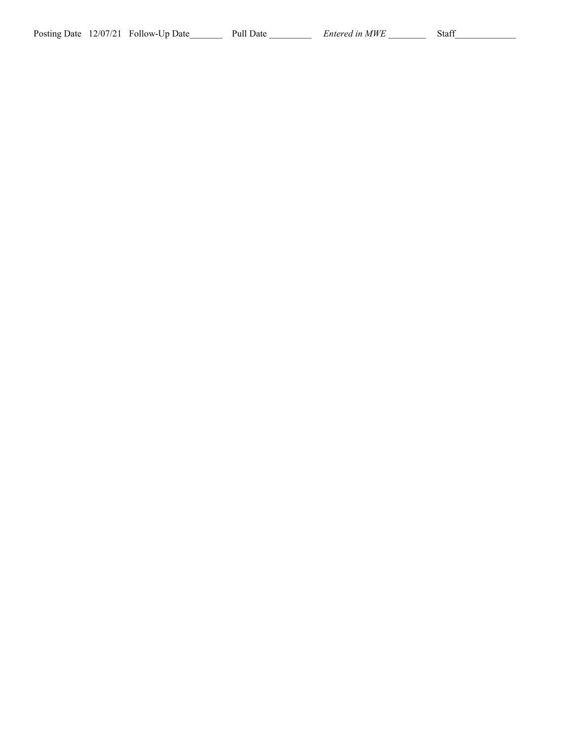Posting Date 12/07/21 Follow-Up Date_______ Pull Date _________ *Entered in MWE* ________ Staff_____________